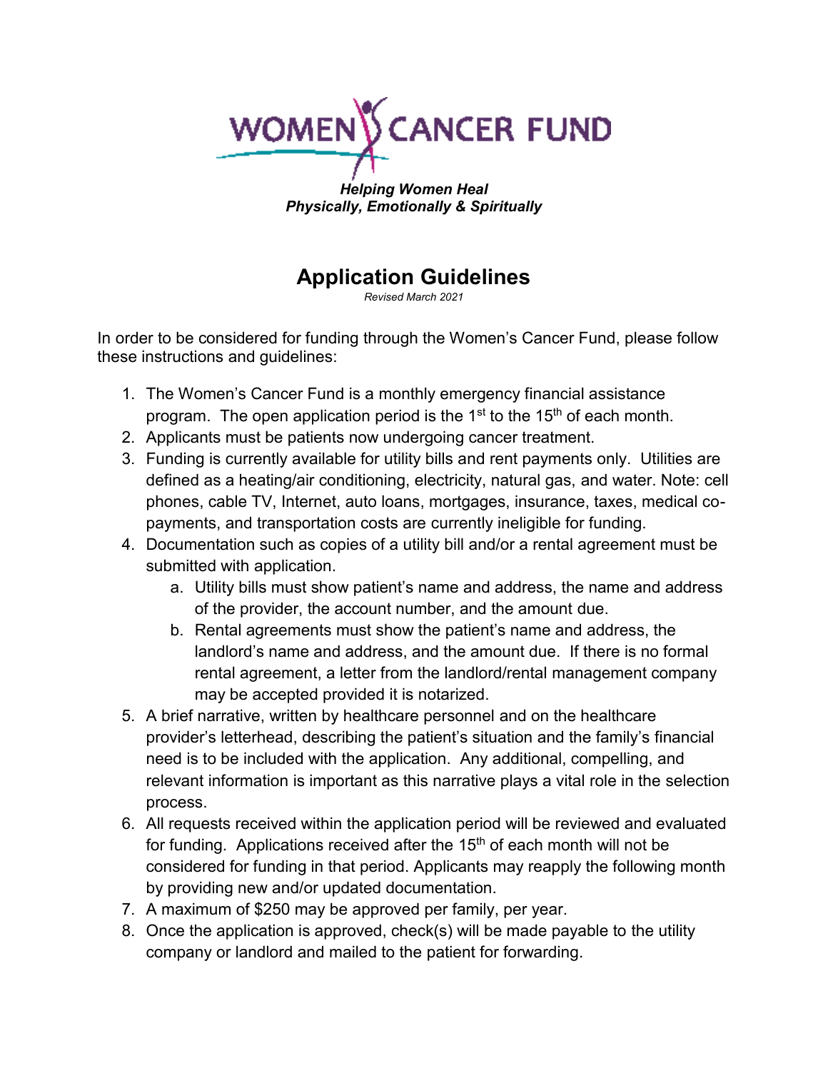# WOMEN'S CANCER FUND

***Helping Women Heal***
***Physically, Emotionally & Spiritually***

## Application Guidelines

*Revised March 2021*

In order to be considered for funding through the Women's Cancer Fund, please follow these instructions and guidelines:

1. The Women's Cancer Fund is a monthly emergency financial assistance program. The open application period is the 1st to the 15th of each month.
2. Applicants must be patients now undergoing cancer treatment.
3. Funding is currently available for utility bills and rent payments only. Utilities are defined as a heating/air conditioning, electricity, natural gas, and water. Note: cell phones, cable TV, Internet, auto loans, mortgages, insurance, taxes, medical co-payments, and transportation costs are currently ineligible for funding.
4. Documentation such as copies of a utility bill and/or a rental agreement must be submitted with application.
   a. Utility bills must show patient's name and address, the name and address of the provider, the account number, and the amount due.
   b. Rental agreements must show the patient's name and address, the landlord's name and address, and the amount due. If there is no formal rental agreement, a letter from the landlord/rental management company may be accepted provided it is notarized.
5. A brief narrative, written by healthcare personnel and on the healthcare provider's letterhead, describing the patient's situation and the family's financial need is to be included with the application. Any additional, compelling, and relevant information is important as this narrative plays a vital role in the selection process.
6. All requests received within the application period will be reviewed and evaluated for funding. Applications received after the 15th of each month will not be considered for funding in that period. Applicants may reapply the following month by providing new and/or updated documentation.
7. A maximum of $250 may be approved per family, per year.
8. Once the application is approved, check(s) will be made payable to the utility company or landlord and mailed to the patient for forwarding.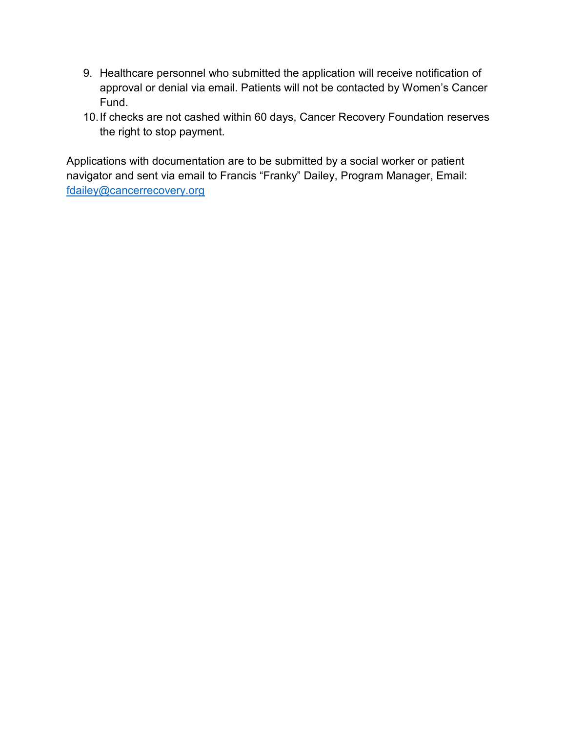9. Healthcare personnel who submitted the application will receive notification of approval or denial via email. Patients will not be contacted by Women's Cancer Fund.
10. If checks are not cashed within 60 days, Cancer Recovery Foundation reserves the right to stop payment.

Applications with documentation are to be submitted by a social worker or patient navigator and sent via email to Francis "Franky" Dailey, Program Manager, Email: [fdailey@cancerrecovery.org](mailto:fdailey@cancerrecovery.org)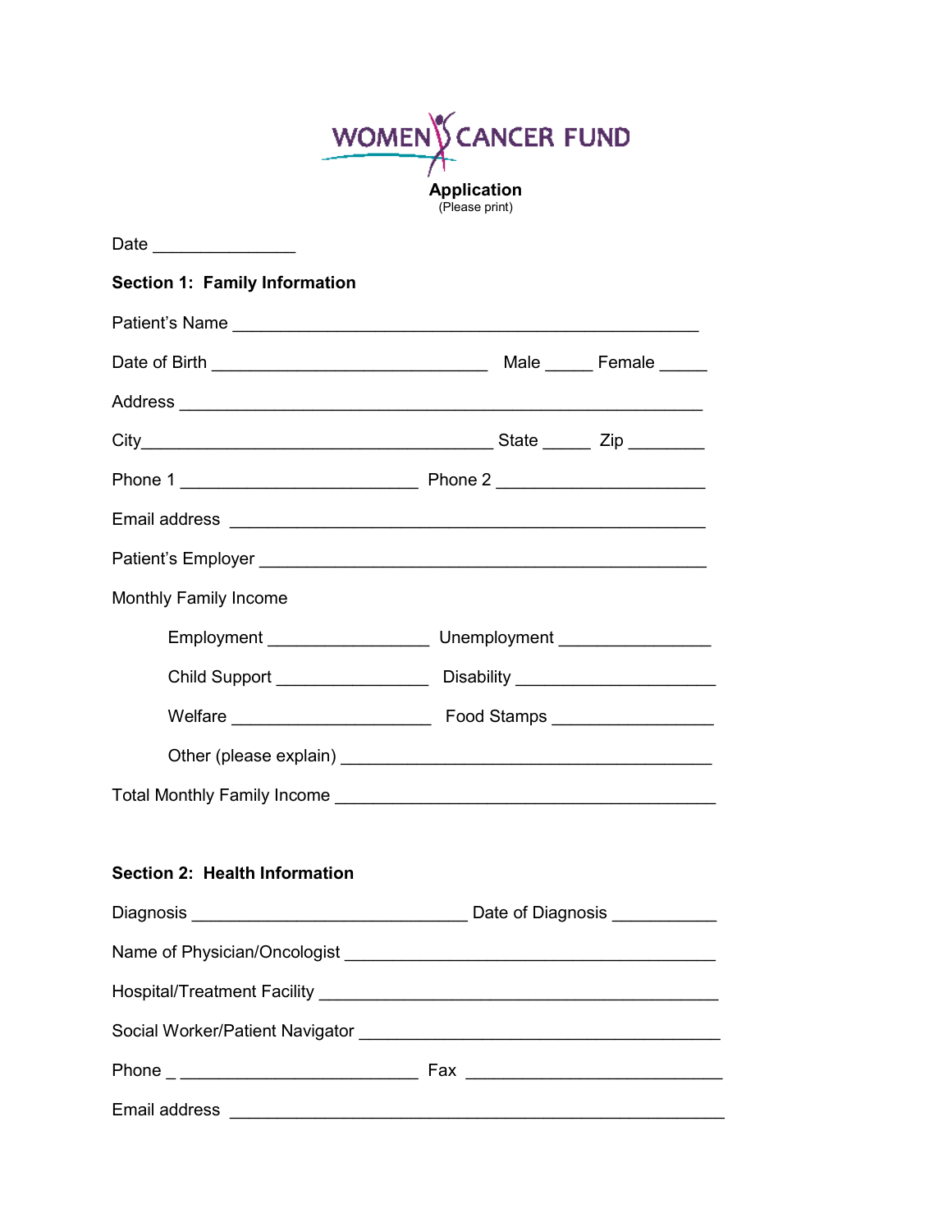WOMEN CANCER FUND

**Application**
(Please print)

Date _______________

**Section 1: Family Information**

Patient's Name ________________________________________________

Date of Birth ____________________________ Male _____ Female _____

Address ______________________________________________________

City____________________________________ State _____ Zip ________

Phone 1 _________________________ Phone 2 ______________________

Email address ___________________________________________________

Patient's Employer _______________________________________________

Monthly Family Income

Employment _________________ Unemployment ________________

Child Support ________________ Disability _____________________

Welfare _____________________ Food Stamps _________________

Other (please explain) _______________________________________

Total Monthly Family Income _________________________________________

**Section 2: Health Information**

Diagnosis _____________________________ Date of Diagnosis ___________

Name of Physician/Oncologist ________________________________________

Hospital/Treatment Facility ___________________________________________

Social Worker/Patient Navigator ______________________________________

Phone _ _________________________ Fax ___________________________

Email address ____________________________________________________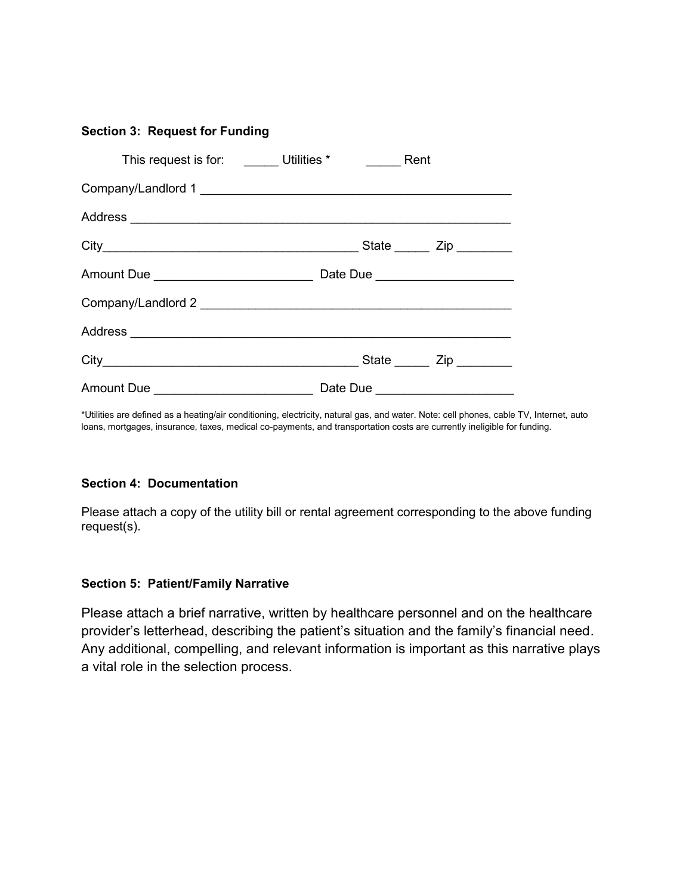**Section 3: Request for Funding**

This request is for: _____ Utilities * _____ Rent

Company/Landlord 1 ____________________________________________

Address ______________________________________________________

City___________________________________ State _____ Zip ________

Amount Due ______________________ Date Due ___________________

Company/Landlord 2 ____________________________________________

Address ______________________________________________________

City___________________________________ State _____ Zip ________

Amount Due ______________________ Date Due ___________________

*Utilities are defined as a heating/air conditioning, electricity, natural gas, and water. Note: cell phones, cable TV, Internet, auto loans, mortgages, insurance, taxes, medical co-payments, and transportation costs are currently ineligible for funding.

**Section 4: Documentation**

Please attach a copy of the utility bill or rental agreement corresponding to the above funding request(s).

**Section 5: Patient/Family Narrative**

Please attach a brief narrative, written by healthcare personnel and on the healthcare provider's letterhead, describing the patient's situation and the family's financial need. Any additional, compelling, and relevant information is important as this narrative plays a vital role in the selection process.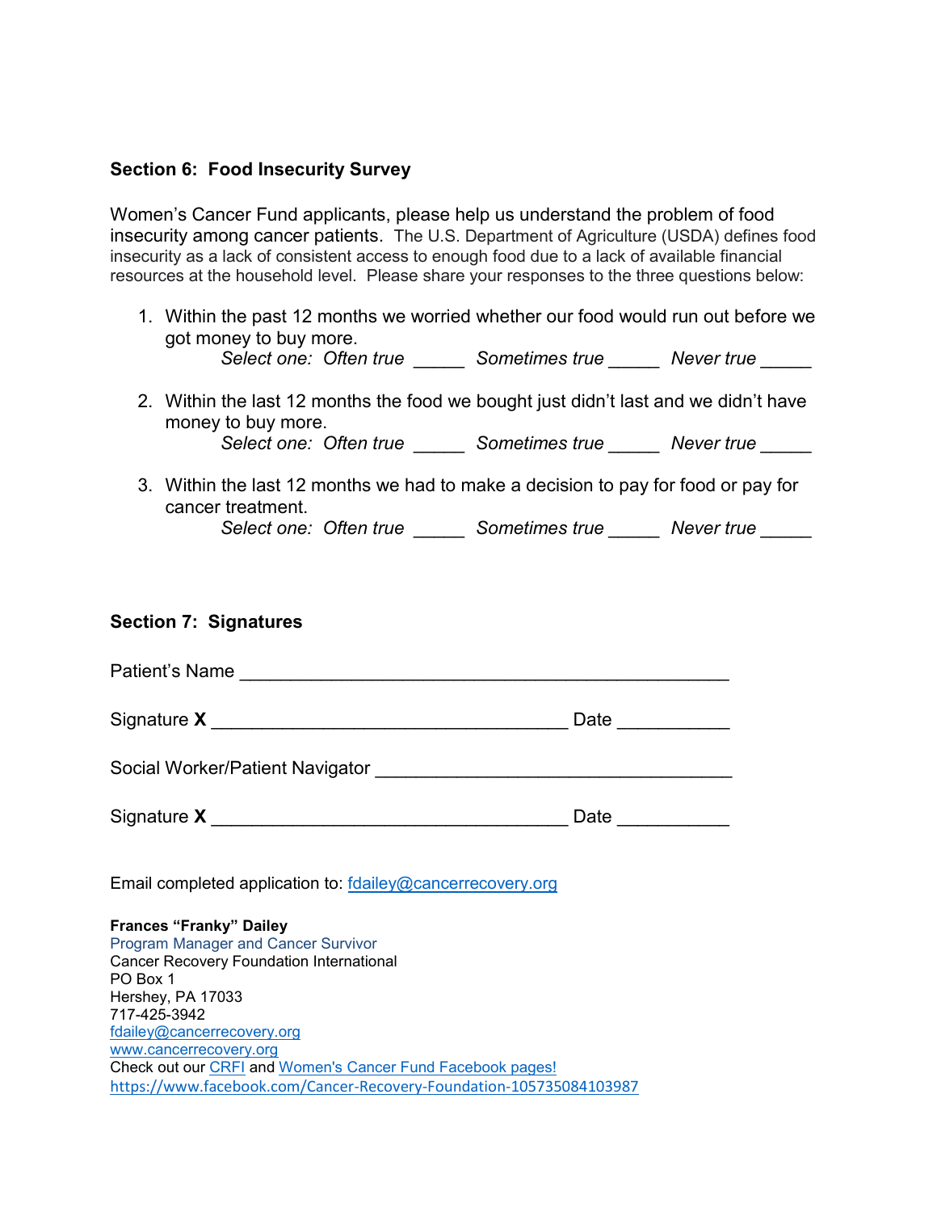## Section 6: Food Insecurity Survey

Women's Cancer Fund applicants, please help us understand the problem of food insecurity among cancer patients. The U.S. Department of Agriculture (USDA) defines food insecurity as a lack of consistent access to enough food due to a lack of available financial resources at the household level. Please share your responses to the three questions below:

1. Within the past 12 months we worried whether our food would run out before we got money to buy more.
   *Select one: Often true* _____ *Sometimes true* _____ *Never true* _____

2. Within the last 12 months the food we bought just didn't last and we didn't have money to buy more.
   *Select one: Often true* _____ *Sometimes true* _____ *Never true* _____

3. Within the last 12 months we had to make a decision to pay for food or pay for cancer treatment.
   *Select one: Often true* _____ *Sometimes true* _____ *Never true* _____

## Section 7: Signatures

Patient's Name _______________________________________________

Signature **X** ___________________________________ Date ___________

Social Worker/Patient Navigator ___________________________________

Signature **X** ___________________________________ Date ___________

Email completed application to: fdailey@cancerrecovery.org

**Frances "Franky" Dailey**
Program Manager and Cancer Survivor
Cancer Recovery Foundation International
PO Box 1
Hershey, PA 17033
717-425-3942
fdailey@cancerrecovery.org
www.cancerrecovery.org
Check out our CRFI and Women's Cancer Fund Facebook pages!
https://www.facebook.com/Cancer-Recovery-Foundation-105735084103987